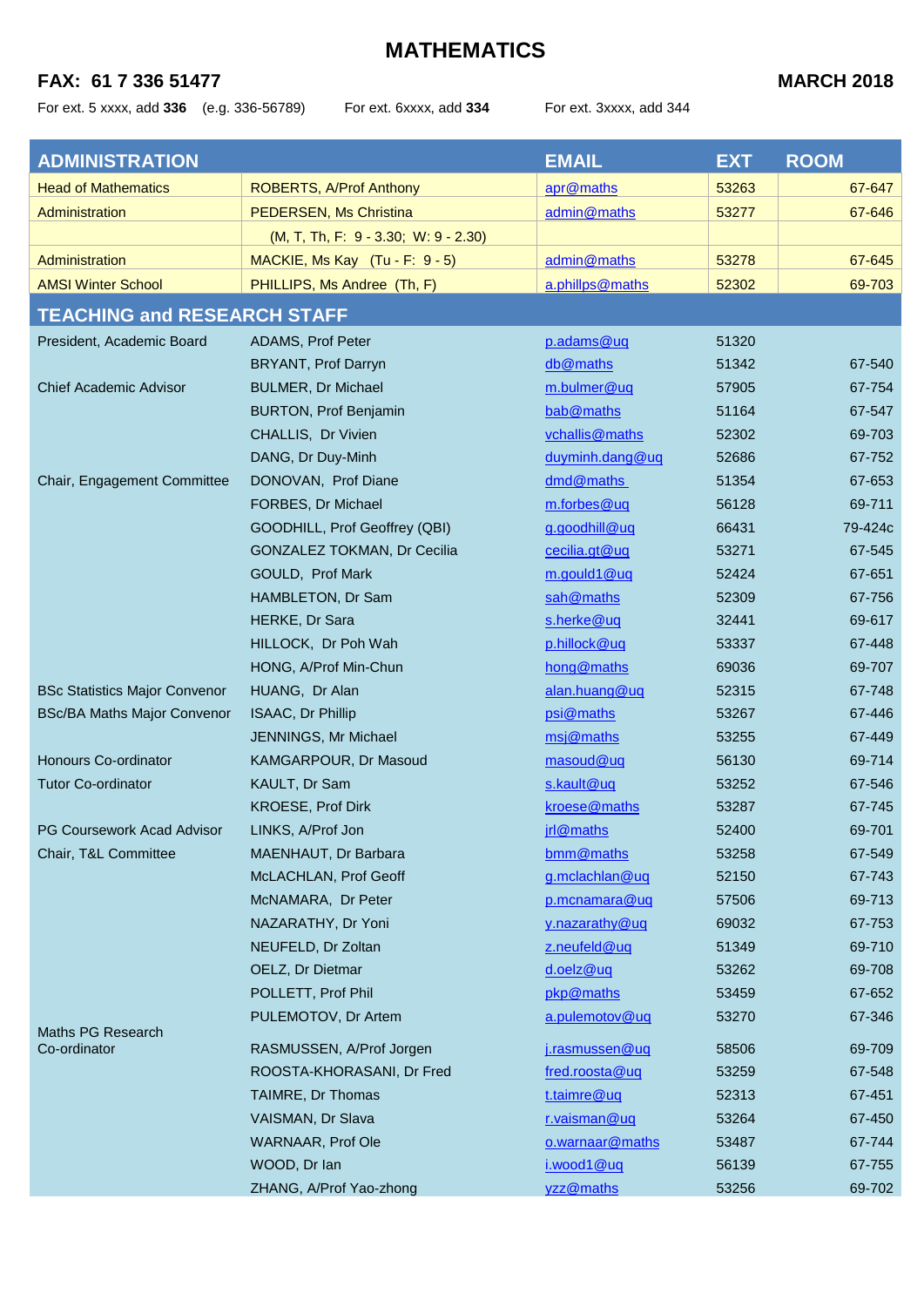# MATHEMATICS

**FAX: 61 7 336 51477** **MARCH 2018**

For ext. 5 xxxx, add **336** (e.g. 336-56789) For ext. 6xxxx, add **334** For ext. 3xxxx, add 344

| ADMINISTRATION | | EMAIL | EXT | ROOM |
|---|---|---|---|---|
| Head of Mathematics | ROBERTS, A/Prof Anthony | apr@maths | 53263 | 67-647 |
| Administration | PEDERSEN, Ms Christina | admin@maths | 53277 | 67-646 |
| | (M, T, Th, F: 9 - 3.30; W: 9 - 2.30) | | | |
| Administration | MACKIE, Ms Kay (Tu - F: 9 - 5) | admin@maths | 53278 | 67-645 |
| AMSI Winter School | PHILLIPS, Ms Andree (Th, F) | a.phillps@maths | 52302 | 69-703 |
| **TEACHING and RESEARCH STAFF** | | | | |
| President, Academic Board | ADAMS, Prof Peter | p.adams@uq | 51320 | |
| | BRYANT, Prof Darryn | db@maths | 51342 | 67-540 |
| Chief Academic Advisor | BULMER, Dr Michael | m.bulmer@uq | 57905 | 67-754 |
| | BURTON, Prof Benjamin | bab@maths | 51164 | 67-547 |
| | CHALLIS, Dr Vivien | vchallis@maths | 52302 | 69-703 |
| | DANG, Dr Duy-Minh | duyminh.dang@uq | 52686 | 67-752 |
| Chair, Engagement Committee | DONOVAN, Prof Diane | dmd@maths | 51354 | 67-653 |
| | FORBES, Dr Michael | m.forbes@uq | 56128 | 69-711 |
| | GOODHILL, Prof Geoffrey (QBI) | g.goodhill@uq | 66431 | 79-424c |
| | GONZALEZ TOKMAN, Dr Cecilia | cecilia.gt@uq | 53271 | 67-545 |
| | GOULD, Prof Mark | m.gould1@uq | 52424 | 67-651 |
| | HAMBLETON, Dr Sam | sah@maths | 52309 | 67-756 |
| | HERKE, Dr Sara | s.herke@uq | 32441 | 69-617 |
| | HILLOCK, Dr Poh Wah | p.hillock@uq | 53337 | 67-448 |
| | HONG, A/Prof Min-Chun | hong@maths | 69036 | 69-707 |
| BSc Statistics Major Convenor | HUANG, Dr Alan | alan.huang@uq | 52315 | 67-748 |
| BSc/BA Maths Major Convenor | ISAAC, Dr Phillip | psi@maths | 53267 | 67-446 |
| | JENNINGS, Mr Michael | msj@maths | 53255 | 67-449 |
| Honours Co-ordinator | KAMGARPOUR, Dr Masoud | masoud@uq | 56130 | 69-714 |
| Tutor Co-ordinator | KAULT, Dr Sam | s.kault@uq | 53252 | 67-546 |
| | KROESE, Prof Dirk | kroese@maths | 53287 | 67-745 |
| PG Coursework Acad Advisor | LINKS, A/Prof Jon | jrl@maths | 52400 | 69-701 |
| Chair, T&L Committee | MAENHAUT, Dr Barbara | bmm@maths | 53258 | 67-549 |
| | McLACHLAN, Prof Geoff | g.mclachlan@uq | 52150 | 67-743 |
| | McNAMARA, Dr Peter | p.mcnamara@uq | 57506 | 69-713 |
| | NAZARATHY, Dr Yoni | y.nazarathy@uq | 69032 | 67-753 |
| | NEUFELD, Dr Zoltan | z.neufeld@uq | 51349 | 69-710 |
| | OELZ, Dr Dietmar | d.oelz@uq | 53262 | 69-708 |
| | POLLETT, Prof Phil | pkp@maths | 53459 | 67-652 |
| | PULEMOTOV, Dr Artem | a.pulemotov@uq | 53270 | 67-346 |
| Maths PG Research Co-ordinator | RASMUSSEN, A/Prof Jorgen | j.rasmussen@uq | 58506 | 69-709 |
| | ROOSTA-KHORASANI, Dr Fred | fred.roosta@uq | 53259 | 67-548 |
| | TAIMRE, Dr Thomas | t.taimre@uq | 52313 | 67-451 |
| | VAISMAN, Dr Slava | r.vaisman@uq | 53264 | 67-450 |
| | WARNAAR, Prof Ole | o.warnaar@maths | 53487 | 67-744 |
| | WOOD, Dr Ian | i.wood1@uq | 56139 | 67-755 |
| | ZHANG, A/Prof Yao-zhong | yzz@maths | 53256 | 69-702 |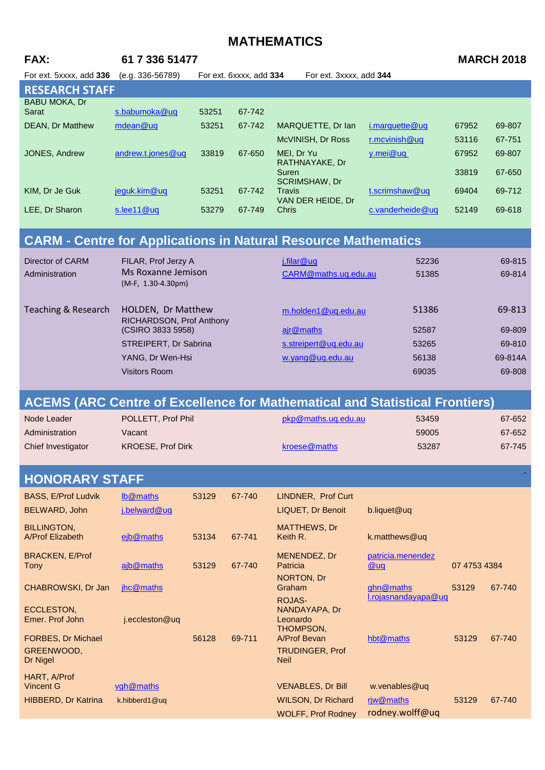# MATHEMATICS

**FAX:** **61 7 336 51477** **MARCH 2018**

For ext. 5xxxx, add **336** (e.g. 336-56789) For ext. 6xxxx, add **334** For ext. 3xxxx, add **344**

## RESEARCH STAFF

| Name | Email | Ext | Room | Name | Email | Ext | Room |
|---|---|---|---|---|---|---|---|
| BABU MOKA, Dr Sarat | s.babumoka@uq | 53251 | 67-742 | | | | |
| DEAN, Dr Matthew | mdean@uq | 53251 | 67-742 | MARQUETTE, Dr Ian | i.marquette@uq | 67952 | 69-807 |
| | | | | McVINISH, Dr Ross | r.mcvinish@uq | 53116 | 67-751 |
| JONES, Andrew | andrew.t.jones@uq | 33819 | 67-650 | MEI, Dr Yu | y.mei@uq | 67952 | 69-807 |
| | | | | RATHNAYAKE, Dr Suren | | 33819 | 67-650 |
| KIM, Dr Je Guk | jeguk.kim@uq | 53251 | 67-742 | SCRIMSHAW, Dr Travis | t.scrimshaw@uq | 69404 | 69-712 |
| LEE, Dr Sharon | s.lee11@uq | 53279 | 67-749 | VAN DER HEIDE, Dr Chris | c.vanderheide@uq | 52149 | 69-618 |

## CARM - Centre for Applications in Natural Resource Mathematics

| Role | Name | Email | Ext | Room |
|---|---|---|---|---|
| Director of CARM | FILAR, Prof Jerzy A | j.filar@uq | 52236 | 69-815 |
| Administration | Ms Roxanne Jemison (M-F, 1.30-4.30pm) | CARM@maths.uq.edu.au | 51385 | 69-814 |
| Teaching & Research | HOLDEN, Dr Matthew | m.holden1@uq.edu.au | 51386 | 69-813 |
| | RICHARDSON, Prof Anthony (CSIRO 3833 5958) | ajr@maths | 52587 | 69-809 |
| | STREIPERT, Dr Sabrina | s.streipert@uq.edu.au | 53265 | 69-810 |
| | YANG, Dr Wen-Hsi | w.yang@uq.edu.au | 56138 | 69-814A |
| | Visitors Room | | 69035 | 69-808 |

## ACEMS (ARC Centre of Excellence for Mathematical and Statistical Frontiers)

| Role | Name | Email | Ext | Room |
|---|---|---|---|---|
| Node Leader | POLLETT, Prof Phil | pkp@maths.uq.edu.au | 53459 | 67-652 |
| Administration | Vacant | | 59005 | 67-652 |
| Chief Investigator | KROESE, Prof Dirk | kroese@maths | 53287 | 67-745 |

## HONORARY STAFF

| Name | Email | Ext | Room | Name | Email | Ext | Room |
|---|---|---|---|---|---|---|---|
| BASS, E/Prof Ludvik | lb@maths | 53129 | 67-740 | LINDNER, Prof Curt | | | |
| BELWARD, John | j.belward@uq | | | LIQUET, Dr Benoit | b.liquet@uq | | |
| BILLINGTON, A/Prof Elizabeth | ejb@maths | 53134 | 67-741 | MATTHEWS, Dr Keith R. | k.matthews@uq | | |
| BRACKEN, E/Prof Tony | ajb@maths | 53129 | 67-740 | MENENDEZ, Dr Patricia | patricia.menendez@uq | 07 4753 4384 | |
| CHABROWSKI, Dr Jan | jhc@maths | | | NORTON, Dr Graham | ghn@maths | 53129 | 67-740 |
| ECCLESTON, Emer. Prof John | j.eccleston@uq | | | ROJAS-NANDAYAPA, Dr Leonardo | l.rojasnandayapa@uq | | |
| FORBES, Dr Michael | | 56128 | 69-711 | THOMPSON, A/Prof Bevan | hbt@maths | 53129 | 67-740 |
| GREENWOOD, Dr Nigel | | | | TRUDINGER, Prof Neil | | | |
| HART, A/Prof Vincent G | vgh@maths | | | VENABLES, Dr Bill | w.venables@uq | | |
| HIBBERD, Dr Katrina | k.hibberd1@uq | | | WILSON, Dr Richard | rjw@maths | 53129 | 67-740 |
| | | | | WOLFF, Prof Rodney | rodney.wolff@uq | | |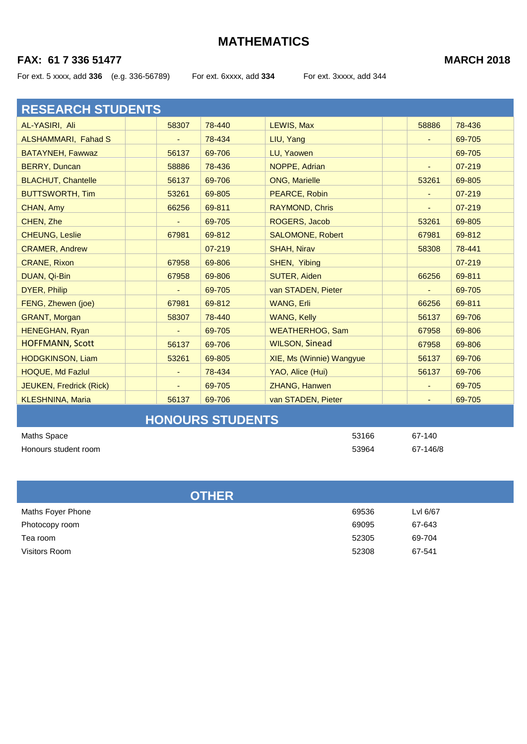# MATHEMATICS

**FAX: 61 7 336 51477** **MARCH 2018**

For ext. 5 xxxx, add **336** (e.g. 336-56789) For ext. 6xxxx, add **334** For ext. 3xxxx, add 344

## RESEARCH STUDENTS

| Name | | Ext | Room | Name | | Ext | Room |
|---|---|---|---|---|---|---|---|
| AL-YASIRI, Ali | | 58307 | 78-440 | LEWIS, Max | | 58886 | 78-436 |
| ALSHAMMARI, Fahad S | | - | 78-434 | LIU, Yang | | - | 69-705 |
| BATAYNEH, Fawwaz | | 56137 | 69-706 | LU, Yaowen | | | 69-705 |
| BERRY, Duncan | | 58886 | 78-436 | NOPPE, Adrian | | - | 07-219 |
| BLACHUT, Chantelle | | 56137 | 69-706 | ONG, Marielle | | 53261 | 69-805 |
| BUTTSWORTH, Tim | | 53261 | 69-805 | PEARCE, Robin | | - | 07-219 |
| CHAN, Amy | | 66256 | 69-811 | RAYMOND, Chris | | - | 07-219 |
| CHEN, Zhe | | - | 69-705 | ROGERS, Jacob | | 53261 | 69-805 |
| CHEUNG, Leslie | | 67981 | 69-812 | SALOMONE, Robert | | 67981 | 69-812 |
| CRAMER, Andrew | | | 07-219 | SHAH, Nirav | | 58308 | 78-441 |
| CRANE, Rixon | | 67958 | 69-806 | SHEN, Yibing | | | 07-219 |
| DUAN, Qi-Bin | | 67958 | 69-806 | SUTER, Aiden | | 66256 | 69-811 |
| DYER, Philip | | - | 69-705 | van STADEN, Pieter | | - | 69-705 |
| FENG, Zhewen (joe) | | 67981 | 69-812 | WANG, Erli | | 66256 | 69-811 |
| GRANT, Morgan | | 58307 | 78-440 | WANG, Kelly | | 56137 | 69-706 |
| HENEGHAN, Ryan | | - | 69-705 | WEATHERHOG, Sam | | 67958 | 69-806 |
| HOFFMANN, Scott | | 56137 | 69-706 | WILSON, Sinead | | 67958 | 69-806 |
| HODGKINSON, Liam | | 53261 | 69-805 | XIE, Ms (Winnie) Wangyue | | 56137 | 69-706 |
| HOQUE, Md Fazlul | | - | 78-434 | YAO, Alice (Hui) | | 56137 | 69-706 |
| JEUKEN, Fredrick (Rick) | | - | 69-705 | ZHANG, Hanwen | | - | 69-705 |
| KLESHNINA, Maria | | 56137 | 69-706 | van STADEN, Pieter | | - | 69-705 |

## HONOURS STUDENTS

| Name | Ext | Room |
|---|---|---|
| Maths Space | 53166 | 67-140 |
| Honours student room | 53964 | 67-146/8 |

## OTHER

| Name | Ext | Room |
|---|---|---|
| Maths Foyer Phone | 69536 | Lvl 6/67 |
| Photocopy room | 69095 | 67-643 |
| Tea room | 52305 | 69-704 |
| Visitors Room | 52308 | 67-541 |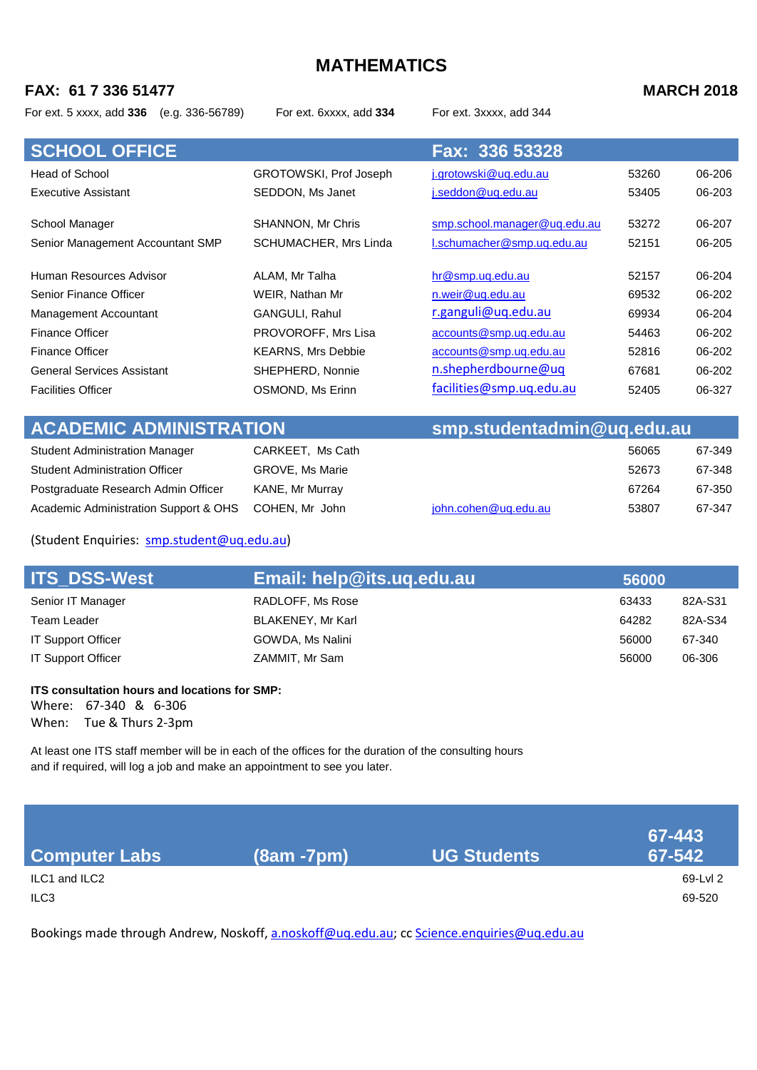# MATHEMATICS

**FAX: 61 7 336 51477** **MARCH 2018**

For ext. 5 xxxx, add **336** (e.g. 336-56789) For ext. 6xxxx, add **334** For ext. 3xxxx, add 344

| SCHOOL OFFICE | | Fax: 336 53328 | | |
|---|---|---|---|---|
| Head of School | GROTOWSKI, Prof Joseph | j.grotowski@uq.edu.au | 53260 | 06-206 |
| Executive Assistant | SEDDON, Ms Janet | j.seddon@uq.edu.au | 53405 | 06-203 |
| School Manager | SHANNON, Mr Chris | smp.school.manager@uq.edu.au | 53272 | 06-207 |
| Senior Management Accountant SMP | SCHUMACHER, Mrs Linda | l.schumacher@smp.uq.edu.au | 52151 | 06-205 |
| Human Resources Advisor | ALAM, Mr Talha | hr@smp.uq.edu.au | 52157 | 06-204 |
| Senior Finance Officer | WEIR, Nathan Mr | n.weir@uq.edu.au | 69532 | 06-202 |
| Management Accountant | GANGULI, Rahul | r.ganguli@uq.edu.au | 69934 | 06-204 |
| Finance Officer | PROVOROFF, Mrs Lisa | accounts@smp.uq.edu.au | 54463 | 06-202 |
| Finance Officer | KEARNS, Mrs Debbie | accounts@smp.uq.edu.au | 52816 | 06-202 |
| General Services Assistant | SHEPHERD, Nonnie | n.shepherdbourne@uq | 67681 | 06-202 |
| Facilities Officer | OSMOND, Ms Erinn | facilities@smp.uq.edu.au | 52405 | 06-327 |

| ACADEMIC ADMINISTRATION | | smp.studentadmin@uq.edu.au | | |
|---|---|---|---|---|
| Student Administration Manager | CARKEET, Ms Cath | | 56065 | 67-349 |
| Student Administration Officer | GROVE, Ms Marie | | 52673 | 67-348 |
| Postgraduate Research Admin Officer | KANE, Mr Murray | | 67264 | 67-350 |
| Academic Administration Support & OHS | COHEN, Mr John | john.cohen@uq.edu.au | 53807 | 67-347 |

(Student Enquiries: smp.student@uq.edu.au)

| ITS_DSS-West | Email: help@its.uq.edu.au | 56000 | |
|---|---|---|---|
| Senior IT Manager | RADLOFF, Ms Rose | 63433 | 82A-S31 |
| Team Leader | BLAKENEY, Mr Karl | 64282 | 82A-S34 |
| IT Support Officer | GOWDA, Ms Nalini | 56000 | 67-340 |
| IT Support Officer | ZAMMIT, Mr Sam | 56000 | 06-306 |

**ITS consultation hours and locations for SMP:**

Where: 67-340 & 6-306

When: Tue & Thurs 2-3pm

At least one ITS staff member will be in each of the offices for the duration of the consulting hours and if required, will log a job and make an appointment to see you later.

| Computer Labs | (8am -7pm) | UG Students | 67-443 67-542 |
|---|---|---|---|
| ILC1 and ILC2 | | | 69-Lvl 2 |
| ILC3 | | | 69-520 |

Bookings made through Andrew, Noskoff, a.noskoff@uq.edu.au; cc Science.enquiries@uq.edu.au